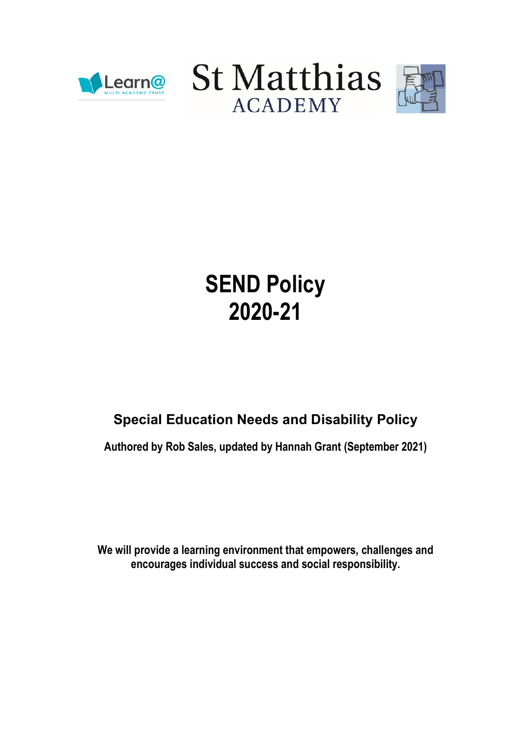Learn@ MULTI ACADEMY TRUST

St Matthias ACADEMY

# SEND Policy 2020-21

## Special Education Needs and Disability Policy

**Authored by Rob Sales, updated by Hannah Grant (September 2021)**

**We will provide a learning environment that empowers, challenges and encourages individual success and social responsibility.**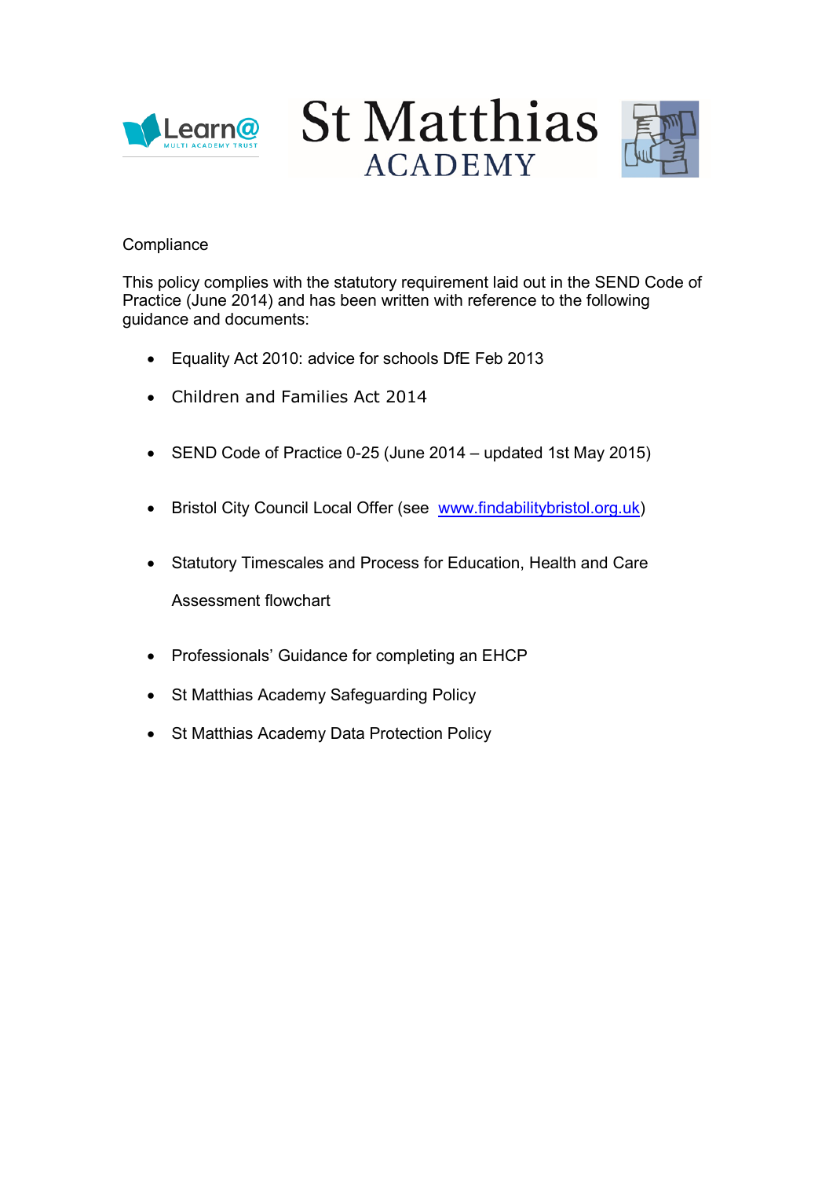Compliance

This policy complies with the statutory requirement laid out in the SEND Code of Practice (June 2014) and has been written with reference to the following guidance and documents:

- Equality Act 2010: advice for schools DfE Feb 2013
- Children and Families Act 2014
- SEND Code of Practice 0-25 (June 2014 – updated 1st May 2015)
- Bristol City Council Local Offer (see www.findabilitybristol.org.uk)
- Statutory Timescales and Process for Education, Health and Care Assessment flowchart
- Professionals' Guidance for completing an EHCP
- St Matthias Academy Safeguarding Policy
- St Matthias Academy Data Protection Policy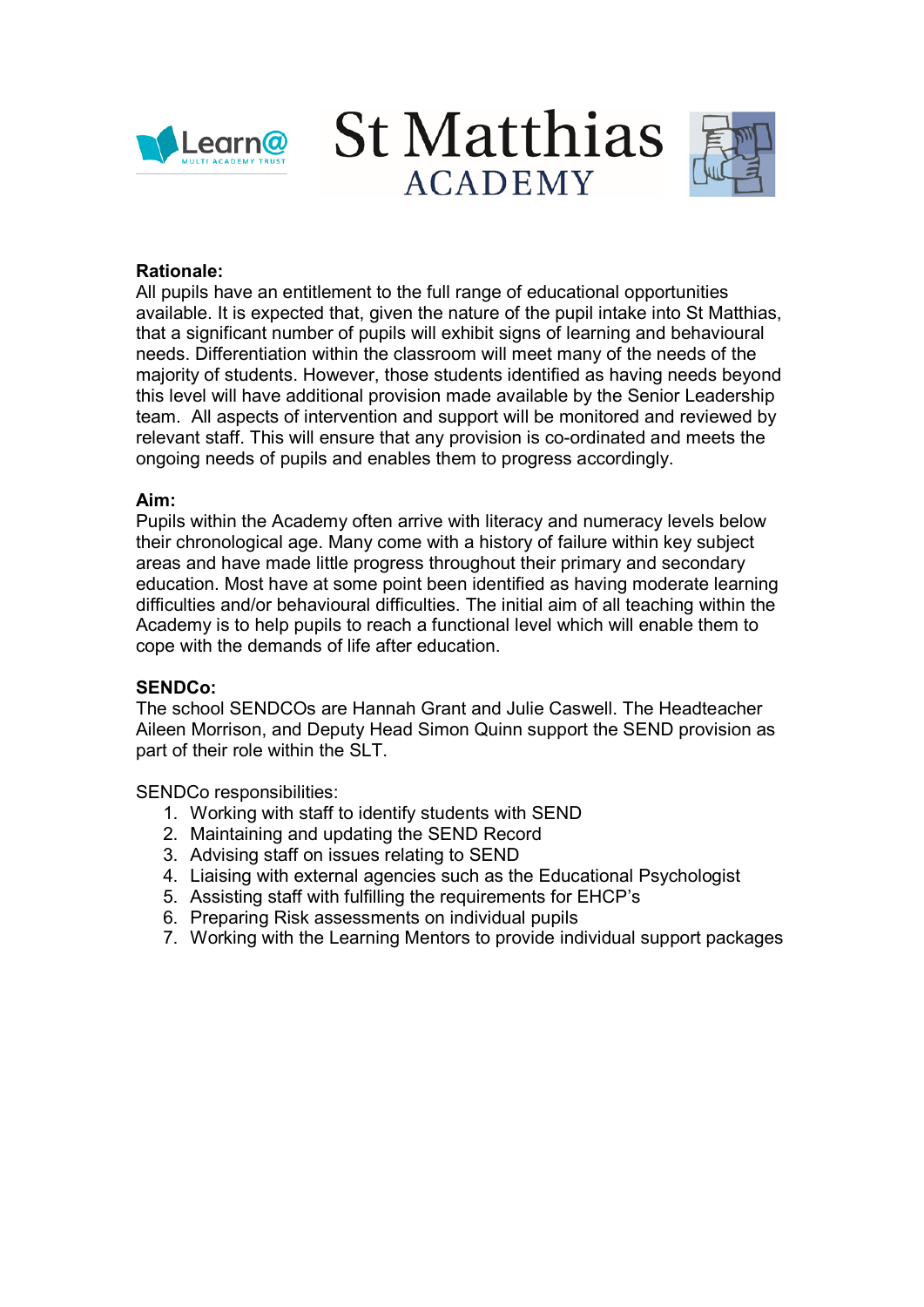**Rationale:**
All pupils have an entitlement to the full range of educational opportunities available. It is expected that, given the nature of the pupil intake into St Matthias, that a significant number of pupils will exhibit signs of learning and behavioural needs. Differentiation within the classroom will meet many of the needs of the majority of students. However, those students identified as having needs beyond this level will have additional provision made available by the Senior Leadership team. All aspects of intervention and support will be monitored and reviewed by relevant staff. This will ensure that any provision is co-ordinated and meets the ongoing needs of pupils and enables them to progress accordingly.

**Aim:**
Pupils within the Academy often arrive with literacy and numeracy levels below their chronological age. Many come with a history of failure within key subject areas and have made little progress throughout their primary and secondary education. Most have at some point been identified as having moderate learning difficulties and/or behavioural difficulties. The initial aim of all teaching within the Academy is to help pupils to reach a functional level which will enable them to cope with the demands of life after education.

**SENDCo:**
The school SENDCOs are Hannah Grant and Julie Caswell. The Headteacher Aileen Morrison, and Deputy Head Simon Quinn support the SEND provision as part of their role within the SLT.

SENDCo responsibilities:

1. Working with staff to identify students with SEND
2. Maintaining and updating the SEND Record
3. Advising staff on issues relating to SEND
4. Liaising with external agencies such as the Educational Psychologist
5. Assisting staff with fulfilling the requirements for EHCP's
6. Preparing Risk assessments on individual pupils
7. Working with the Learning Mentors to provide individual support packages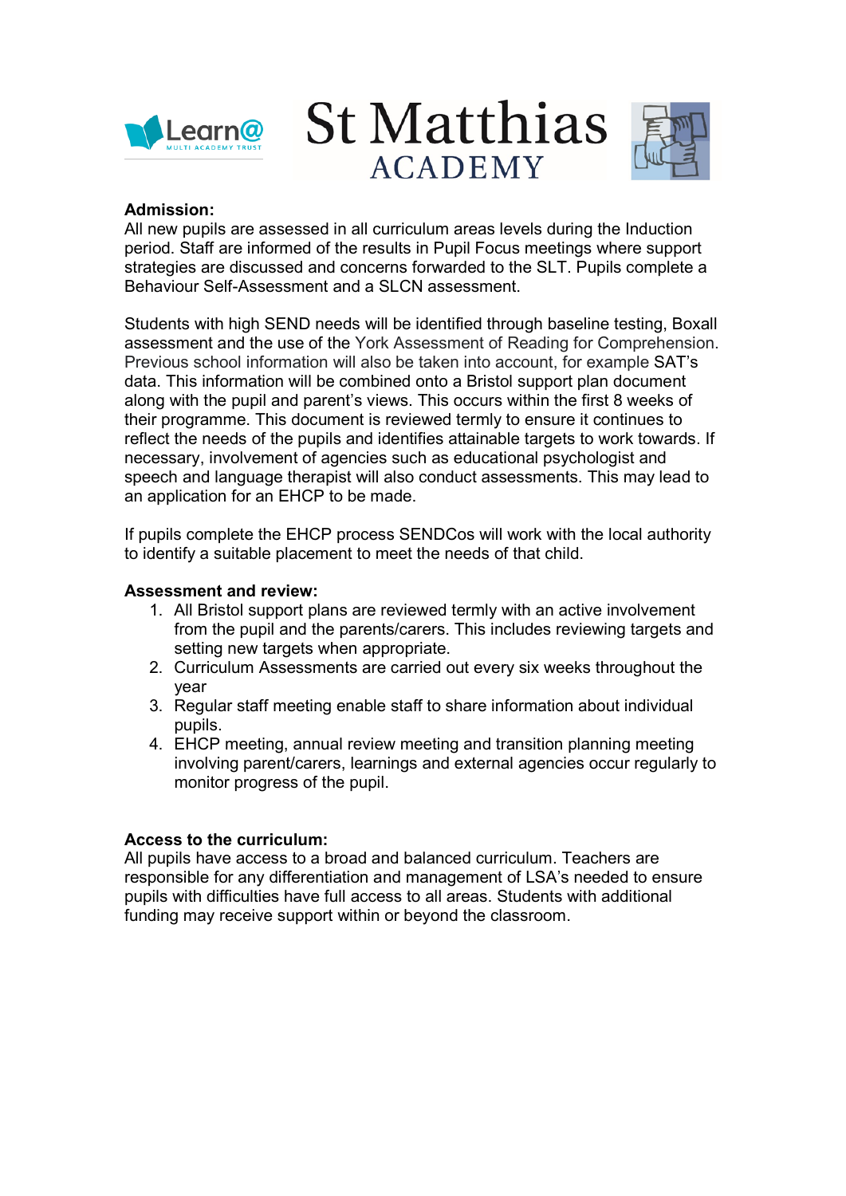**Admission:**
All new pupils are assessed in all curriculum areas levels during the Induction period. Staff are informed of the results in Pupil Focus meetings where support strategies are discussed and concerns forwarded to the SLT. Pupils complete a Behaviour Self-Assessment and a SLCN assessment.

Students with high SEND needs will be identified through baseline testing, Boxall assessment and the use of the York Assessment of Reading for Comprehension. Previous school information will also be taken into account, for example SAT's data. This information will be combined onto a Bristol support plan document along with the pupil and parent's views. This occurs within the first 8 weeks of their programme. This document is reviewed termly to ensure it continues to reflect the needs of the pupils and identifies attainable targets to work towards. If necessary, involvement of agencies such as educational psychologist and speech and language therapist will also conduct assessments. This may lead to an application for an EHCP to be made.

If pupils complete the EHCP process SENDCos will work with the local authority to identify a suitable placement to meet the needs of that child.

**Assessment and review:**

1. All Bristol support plans are reviewed termly with an active involvement from the pupil and the parents/carers. This includes reviewing targets and setting new targets when appropriate.
2. Curriculum Assessments are carried out every six weeks throughout the year
3. Regular staff meeting enable staff to share information about individual pupils.
4. EHCP meeting, annual review meeting and transition planning meeting involving parent/carers, learnings and external agencies occur regularly to monitor progress of the pupil.

**Access to the curriculum:**
All pupils have access to a broad and balanced curriculum. Teachers are responsible for any differentiation and management of LSA's needed to ensure pupils with difficulties have full access to all areas. Students with additional funding may receive support within or beyond the classroom.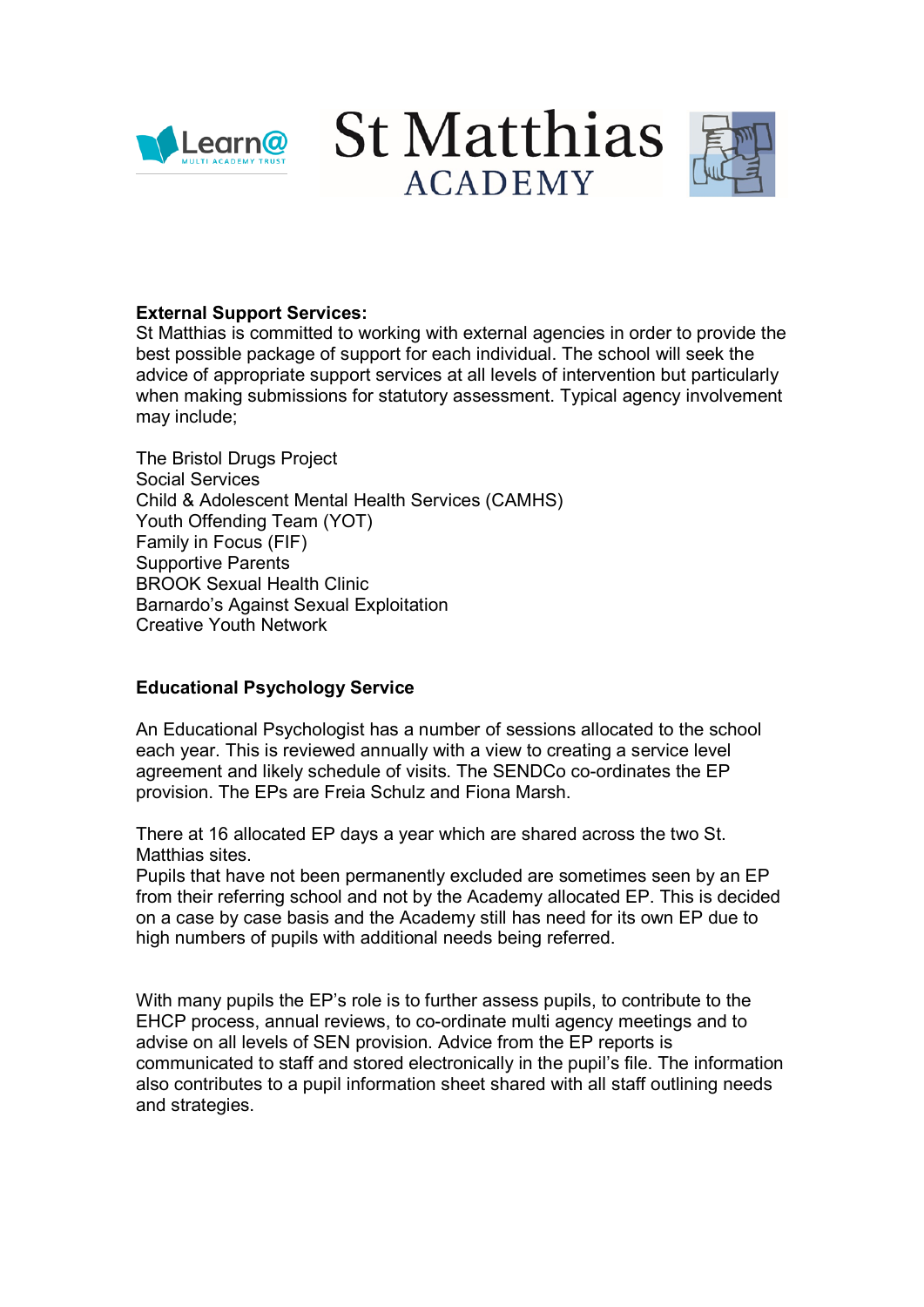**External Support Services:**
St Matthias is committed to working with external agencies in order to provide the best possible package of support for each individual. The school will seek the advice of appropriate support services at all levels of intervention but particularly when making submissions for statutory assessment. Typical agency involvement may include;

The Bristol Drugs Project
Social Services
Child & Adolescent Mental Health Services (CAMHS)
Youth Offending Team (YOT)
Family in Focus (FIF)
Supportive Parents
BROOK Sexual Health Clinic
Barnardo's Against Sexual Exploitation
Creative Youth Network

**Educational Psychology Service**

An Educational Psychologist has a number of sessions allocated to the school each year. This is reviewed annually with a view to creating a service level agreement and likely schedule of visits. The SENDCo co-ordinates the EP provision. The EPs are Freia Schulz and Fiona Marsh.

There at 16 allocated EP days a year which are shared across the two St. Matthias sites.
Pupils that have not been permanently excluded are sometimes seen by an EP from their referring school and not by the Academy allocated EP. This is decided on a case by case basis and the Academy still has need for its own EP due to high numbers of pupils with additional needs being referred.

With many pupils the EP's role is to further assess pupils, to contribute to the EHCP process, annual reviews, to co-ordinate multi agency meetings and to advise on all levels of SEN provision. Advice from the EP reports is communicated to staff and stored electronically in the pupil's file. The information also contributes to a pupil information sheet shared with all staff outlining needs and strategies.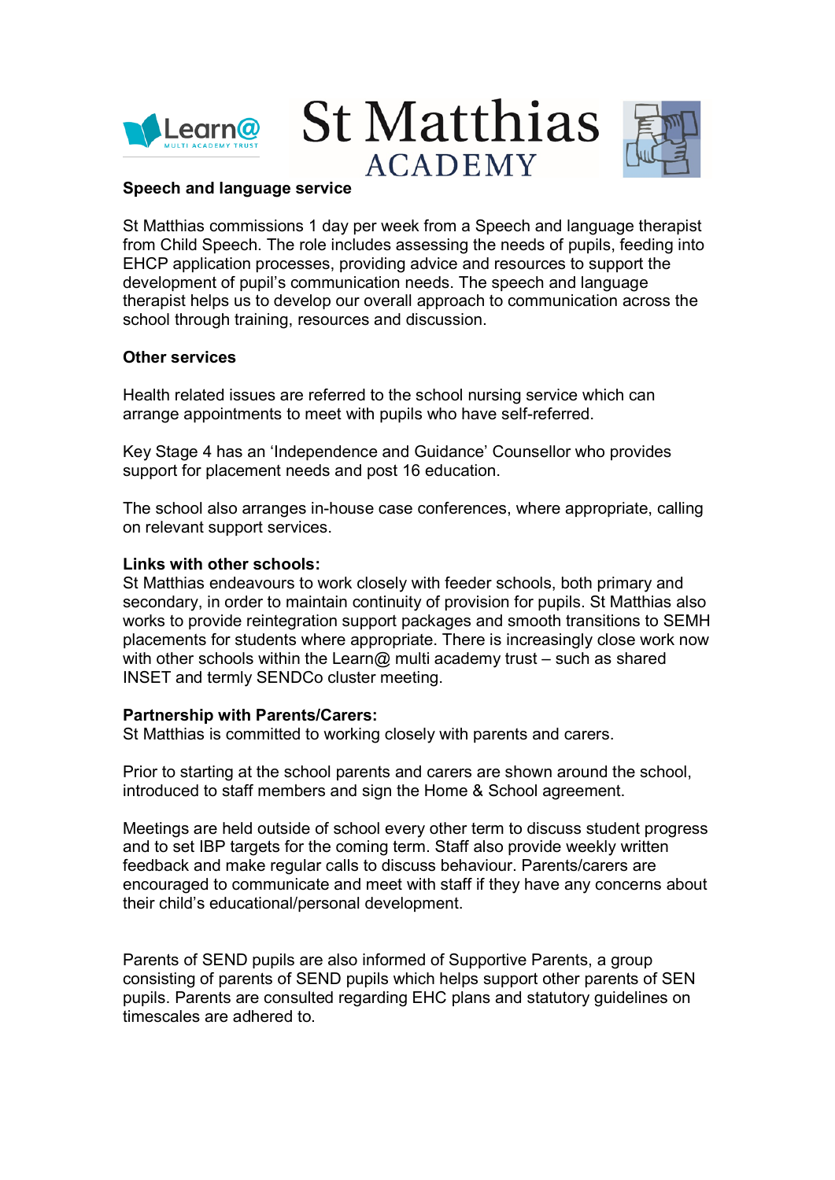### Speech and language service

St Matthias commissions 1 day per week from a Speech and language therapist from Child Speech. The role includes assessing the needs of pupils, feeding into EHCP application processes, providing advice and resources to support the development of pupil's communication needs. The speech and language therapist helps us to develop our overall approach to communication across the school through training, resources and discussion.

### Other services

Health related issues are referred to the school nursing service which can arrange appointments to meet with pupils who have self-referred.

Key Stage 4 has an 'Independence and Guidance' Counsellor who provides support for placement needs and post 16 education.

The school also arranges in-house case conferences, where appropriate, calling on relevant support services.

### Links with other schools:

St Matthias endeavours to work closely with feeder schools, both primary and secondary, in order to maintain continuity of provision for pupils. St Matthias also works to provide reintegration support packages and smooth transitions to SEMH placements for students where appropriate. There is increasingly close work now with other schools within the Learn@ multi academy trust – such as shared INSET and termly SENDCo cluster meeting.

### Partnership with Parents/Carers:

St Matthias is committed to working closely with parents and carers.

Prior to starting at the school parents and carers are shown around the school, introduced to staff members and sign the Home & School agreement.

Meetings are held outside of school every other term to discuss student progress and to set IBP targets for the coming term. Staff also provide weekly written feedback and make regular calls to discuss behaviour. Parents/carers are encouraged to communicate and meet with staff if they have any concerns about their child's educational/personal development.

Parents of SEND pupils are also informed of Supportive Parents, a group consisting of parents of SEND pupils which helps support other parents of SEN pupils. Parents are consulted regarding EHC plans and statutory guidelines on timescales are adhered to.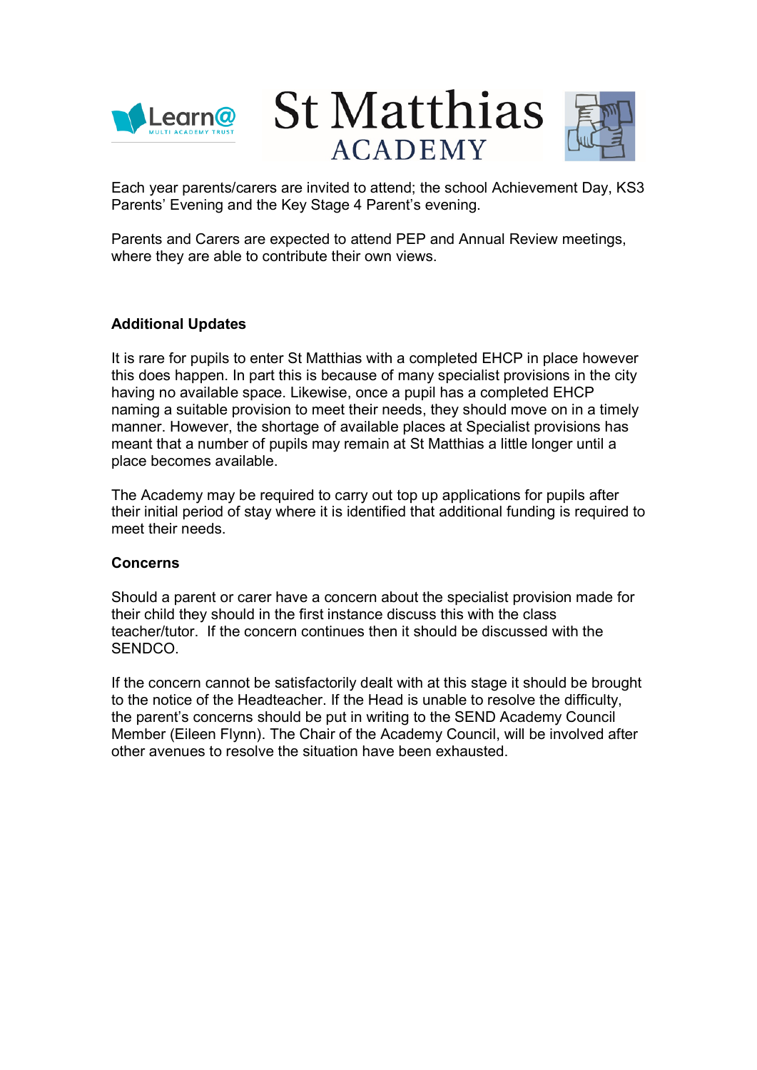Each year parents/carers are invited to attend; the school Achievement Day, KS3 Parents' Evening and the Key Stage 4 Parent's evening.

Parents and Carers are expected to attend PEP and Annual Review meetings, where they are able to contribute their own views.

**Additional Updates**

It is rare for pupils to enter St Matthias with a completed EHCP in place however this does happen. In part this is because of many specialist provisions in the city having no available space. Likewise, once a pupil has a completed EHCP naming a suitable provision to meet their needs, they should move on in a timely manner. However, the shortage of available places at Specialist provisions has meant that a number of pupils may remain at St Matthias a little longer until a place becomes available.

The Academy may be required to carry out top up applications for pupils after their initial period of stay where it is identified that additional funding is required to meet their needs.

**Concerns**

Should a parent or carer have a concern about the specialist provision made for their child they should in the first instance discuss this with the class teacher/tutor. If the concern continues then it should be discussed with the SENDCO.

If the concern cannot be satisfactorily dealt with at this stage it should be brought to the notice of the Headteacher. If the Head is unable to resolve the difficulty, the parent's concerns should be put in writing to the SEND Academy Council Member (Eileen Flynn). The Chair of the Academy Council, will be involved after other avenues to resolve the situation have been exhausted.